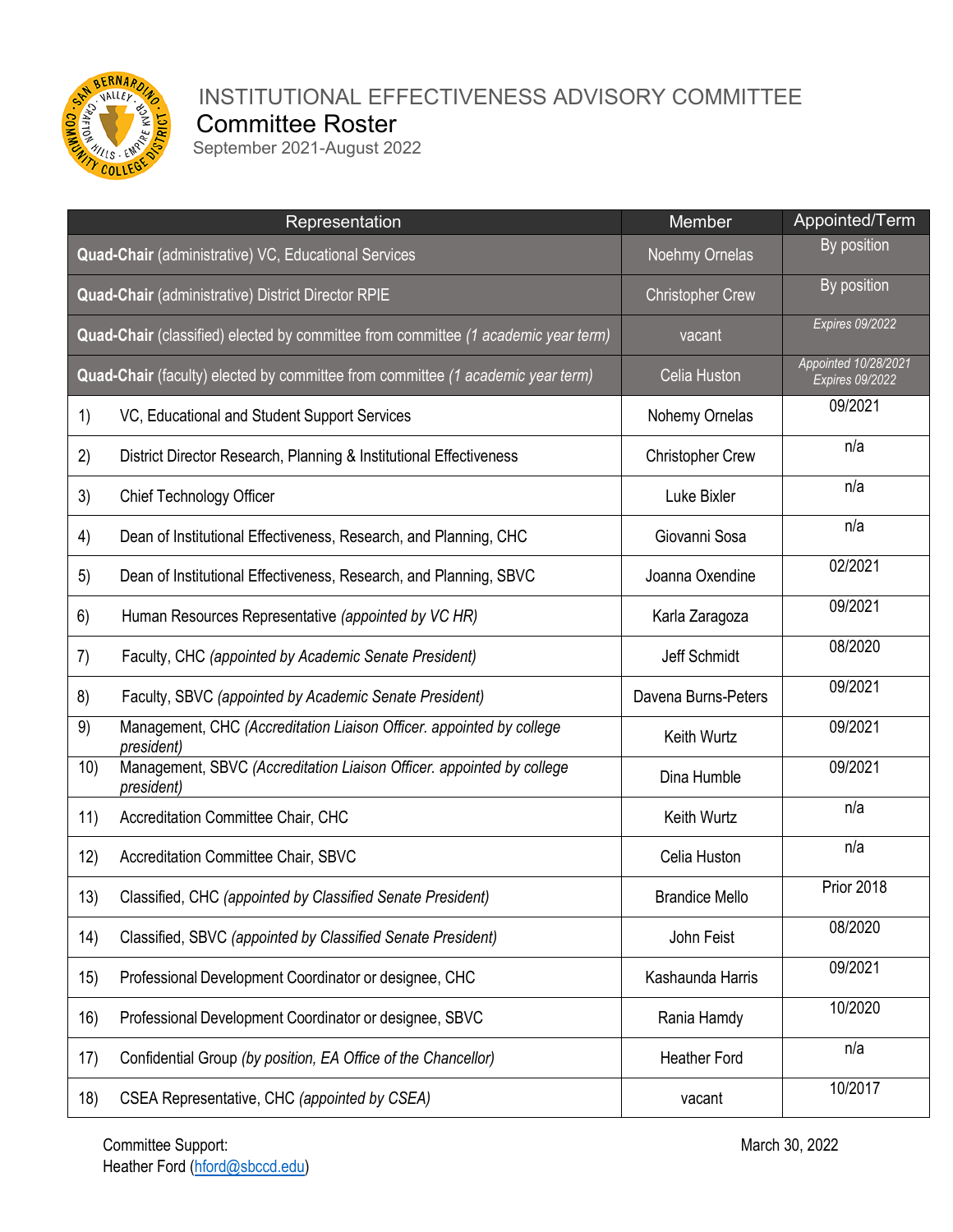# INSTITUTIONAL EFFECTIVENESS ADVISORY COMMITTEE

## Committee Roster

September 2021-August 2022

| Representation | Member | Appointed/Term |
|---|---|---|
| **Quad-Chair** (administrative) VC, Educational Services | Noehmy Ornelas | By position |
| **Quad-Chair** (administrative) District Director RPIE | Christopher Crew | By position |
| **Quad-Chair** (classified) elected by committee from committee *(1 academic year term)* | vacant | *Expires 09/2022* |
| **Quad-Chair** (faculty) elected by committee from committee *(1 academic year term)* | Celia Huston | *Appointed 10/28/2021 Expires 09/2022* |
| 1) VC, Educational and Student Support Services | Nohemy Ornelas | 09/2021 |
| 2) District Director Research, Planning & Institutional Effectiveness | Christopher Crew | n/a |
| 3) Chief Technology Officer | Luke Bixler | n/a |
| 4) Dean of Institutional Effectiveness, Research, and Planning, CHC | Giovanni Sosa | n/a |
| 5) Dean of Institutional Effectiveness, Research, and Planning, SBVC | Joanna Oxendine | 02/2021 |
| 6) Human Resources Representative *(appointed by VC HR)* | Karla Zaragoza | 09/2021 |
| 7) Faculty, CHC *(appointed by Academic Senate President)* | Jeff Schmidt | 08/2020 |
| 8) Faculty, SBVC *(appointed by Academic Senate President)* | Davena Burns-Peters | 09/2021 |
| 9) Management, CHC *(Accreditation Liaison Officer. appointed by college president)* | Keith Wurtz | 09/2021 |
| 10) Management, SBVC *(Accreditation Liaison Officer. appointed by college president)* | Dina Humble | 09/2021 |
| 11) Accreditation Committee Chair, CHC | Keith Wurtz | n/a |
| 12) Accreditation Committee Chair, SBVC | Celia Huston | n/a |
| 13) Classified, CHC *(appointed by Classified Senate President)* | Brandice Mello | Prior 2018 |
| 14) Classified, SBVC *(appointed by Classified Senate President)* | John Feist | 08/2020 |
| 15) Professional Development Coordinator or designee, CHC | Kashaunda Harris | 09/2021 |
| 16) Professional Development Coordinator or designee, SBVC | Rania Hamdy | 10/2020 |
| 17) Confidential Group *(by position, EA Office of the Chancellor)* | Heather Ford | n/a |
| 18) CSEA Representative, CHC *(appointed by CSEA)* | vacant | 10/2017 |

Committee Support:
Heather Ford (hford@sbccd.edu)

March 30, 2022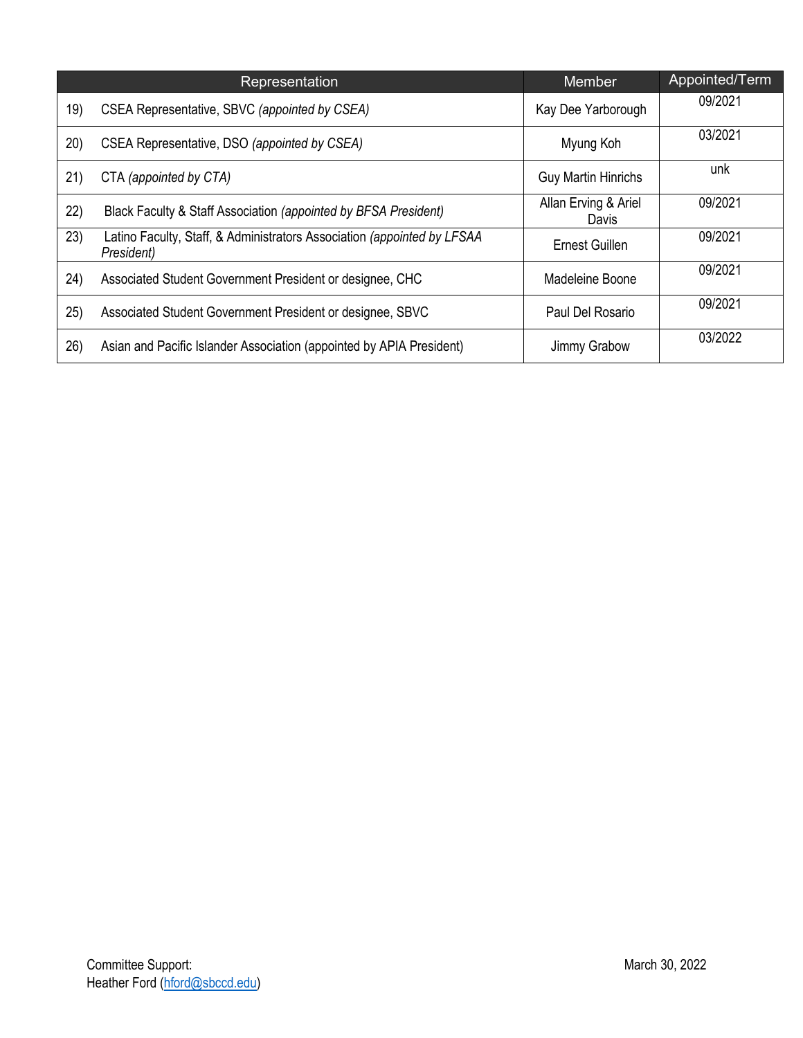| Representation | Member | Appointed/Term |
|---|---|---|
| 19) CSEA Representative, SBVC *(appointed by CSEA)* | Kay Dee Yarborough | 09/2021 |
| 20) CSEA Representative, DSO *(appointed by CSEA)* | Myung Koh | 03/2021 |
| 21) CTA *(appointed by CTA)* | Guy Martin Hinrichs | unk |
| 22) Black Faculty & Staff Association *(appointed by BFSA President)* | Allan Erving & Ariel Davis | 09/2021 |
| 23) Latino Faculty, Staff, & Administrators Association *(appointed by LFSAA President)* | Ernest Guillen | 09/2021 |
| 24) Associated Student Government President or designee, CHC | Madeleine Boone | 09/2021 |
| 25) Associated Student Government President or designee, SBVC | Paul Del Rosario | 09/2021 |
| 26) Asian and Pacific Islander Association (appointed by APIA President) | Jimmy Grabow | 03/2022 |

Committee Support:
Heather Ford (hford@sbccd.edu)

March 30, 2022